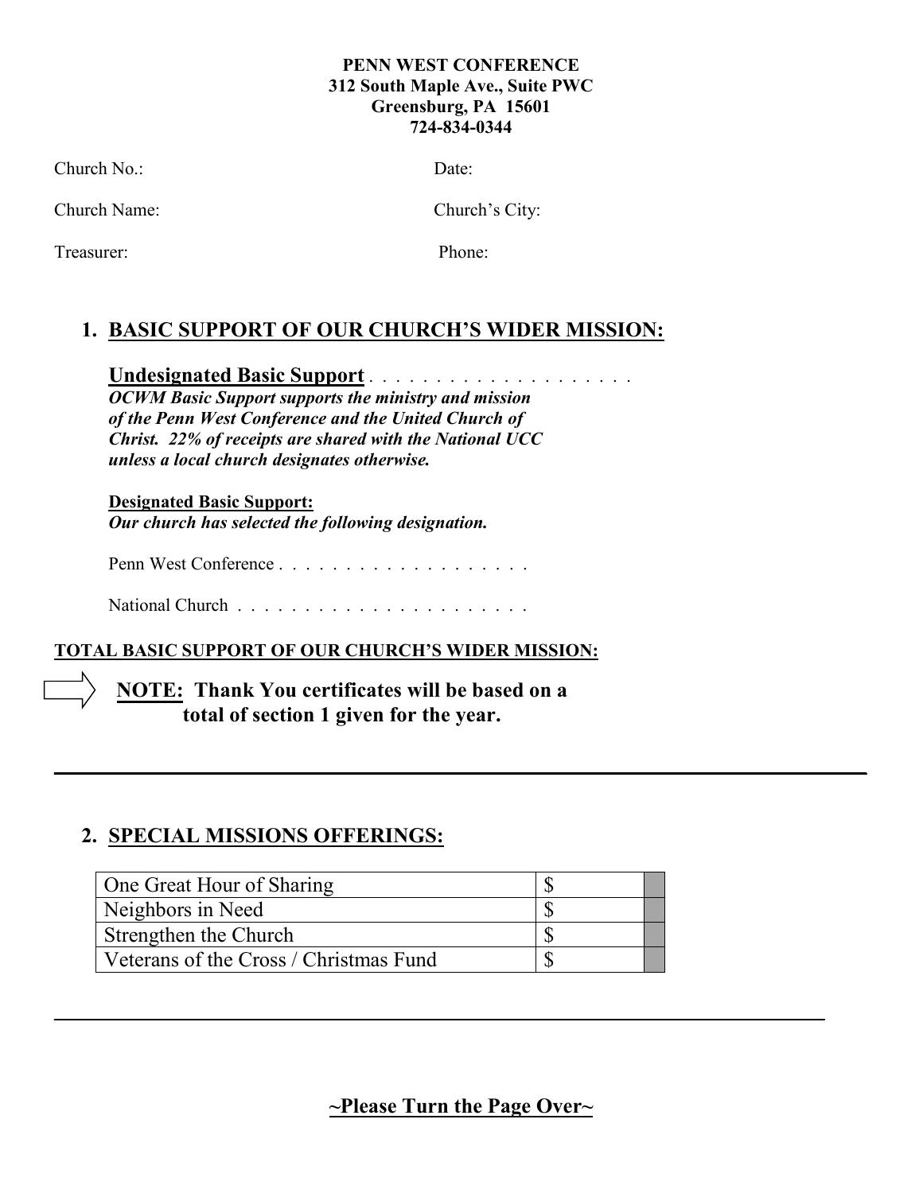**PENN WEST CONFERENCE**
**312 South Maple Ave., Suite PWC**
**Greensburg, PA 15601**
**724-834-0344**

Church No.: Date:

Church Name: Church's City:

Treasurer: Phone:

## 1. BASIC SUPPORT OF OUR CHURCH'S WIDER MISSION:

**Undesignated Basic Support** . . . . . . . . . . . . . . . . . . . .

***OCWM Basic Support supports the ministry and mission of the Penn West Conference and the United Church of Christ. 22% of receipts are shared with the National UCC unless a local church designates otherwise.***

**Designated Basic Support:**

***Our church has selected the following designation.***

Penn West Conference . . . . . . . . . . . . . . . . . . .

National Church . . . . . . . . . . . . . . . . . . . . . .

**TOTAL BASIC SUPPORT OF OUR CHURCH'S WIDER MISSION:**

**NOTE: Thank You certificates will be based on a total of section 1 given for the year.**

---

## 2. SPECIAL MISSIONS OFFERINGS:

| | | |
|---|---|---|
| One Great Hour of Sharing | $ | |
| Neighbors in Need | $ | |
| Strengthen the Church | $ | |
| Veterans of the Cross / Christmas Fund | $ | |

---

**~Please Turn the Page Over~**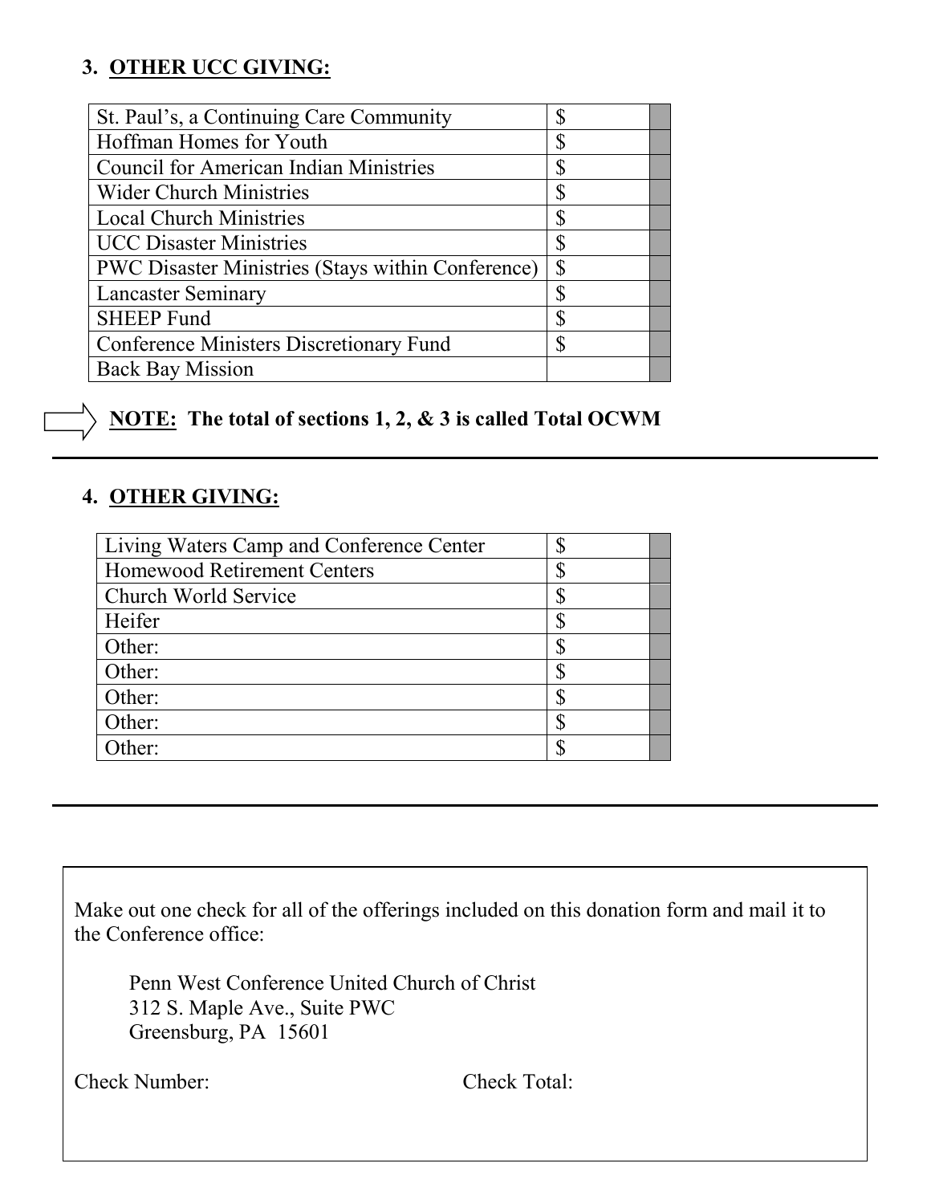### 3. OTHER UCC GIVING:

| | | |
|---|---|---|
| St. Paul's, a Continuing Care Community | $ | |
| Hoffman Homes for Youth | $ | |
| Council for American Indian Ministries | $ | |
| Wider Church Ministries | $ | |
| Local Church Ministries | $ | |
| UCC Disaster Ministries | $ | |
| PWC Disaster Ministries (Stays within Conference) | $ | |
| Lancaster Seminary | $ | |
| SHEEP Fund | $ | |
| Conference Ministers Discretionary Fund | $ | |
| Back Bay Mission | | |

**NOTE: The total of sections 1, 2, & 3 is called Total OCWM**

### 4. OTHER GIVING:

| | | |
|---|---|---|
| Living Waters Camp and Conference Center | $ | |
| Homewood Retirement Centers | $ | |
| Church World Service | $ | |
| Heifer | $ | |
| Other: | $ | |
| Other: | $ | |
| Other: | $ | |
| Other: | $ | |
| Other: | $ | |

Make out one check for all of the offerings included on this donation form and mail it to the Conference office:

Penn West Conference United Church of Christ
312 S. Maple Ave., Suite PWC
Greensburg, PA 15601

Check Number: Check Total: